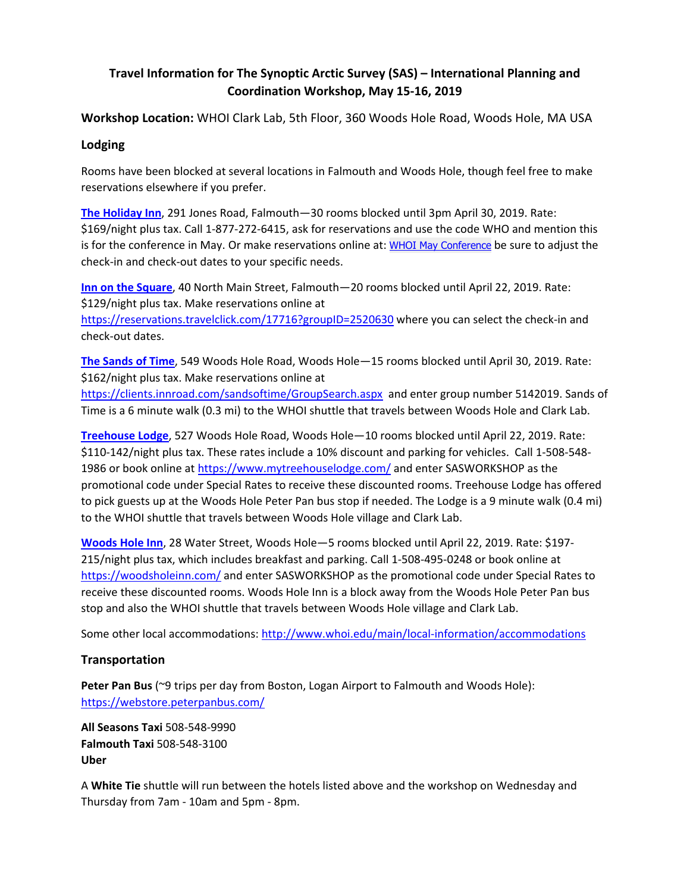# Travel Information for The Synoptic Arctic Survey (SAS) – International Planning and Coordination Workshop, May 15-16, 2019

**Workshop Location:** WHOI Clark Lab, 5th Floor, 360 Woods Hole Road, Woods Hole, MA USA

## Lodging

Rooms have been blocked at several locations in Falmouth and Woods Hole, though feel free to make reservations elsewhere if you prefer.

**The Holiday Inn**, 291 Jones Road, Falmouth—30 rooms blocked until 3pm April 30, 2019. Rate: $169/night plus tax. Call 1-877-272-6415, ask for reservations and use the code WHO and mention this is for the conference in May. Or make reservations online at: WHOI May Conference be sure to adjust the check-in and check-out dates to your specific needs.

**Inn on the Square**, 40 North Main Street, Falmouth—20 rooms blocked until April 22, 2019. Rate: $129/night plus tax. Make reservations online at https://reservations.travelclick.com/17716?groupID=2520630 where you can select the check-in and check-out dates.

**The Sands of Time**, 549 Woods Hole Road, Woods Hole—15 rooms blocked until April 30, 2019. Rate: $162/night plus tax. Make reservations online at https://clients.innroad.com/sandsoftime/GroupSearch.aspx and enter group number 5142019. Sands of Time is a 6 minute walk (0.3 mi) to the WHOI shuttle that travels between Woods Hole and Clark Lab.

**Treehouse Lodge**, 527 Woods Hole Road, Woods Hole—10 rooms blocked until April 22, 2019. Rate: $110-142/night plus tax. These rates include a 10% discount and parking for vehicles. Call 1-508-548-1986 or book online at https://www.mytreehouselodge.com/ and enter SASWORKSHOP as the promotional code under Special Rates to receive these discounted rooms. Treehouse Lodge has offered to pick guests up at the Woods Hole Peter Pan bus stop if needed. The Lodge is a 9 minute walk (0.4 mi) to the WHOI shuttle that travels between Woods Hole village and Clark Lab.

**Woods Hole Inn**, 28 Water Street, Woods Hole—5 rooms blocked until April 22, 2019. Rate: $197-215/night plus tax, which includes breakfast and parking. Call 1-508-495-0248 or book online at https://woodsholeinn.com/ and enter SASWORKSHOP as the promotional code under Special Rates to receive these discounted rooms. Woods Hole Inn is a block away from the Woods Hole Peter Pan bus stop and also the WHOI shuttle that travels between Woods Hole village and Clark Lab.

Some other local accommodations: http://www.whoi.edu/main/local-information/accommodations

## Transportation

**Peter Pan Bus** (~9 trips per day from Boston, Logan Airport to Falmouth and Woods Hole): https://webstore.peterpanbus.com/

**All Seasons Taxi** 508-548-9990
**Falmouth Taxi** 508-548-3100
**Uber**

A **White Tie** shuttle will run between the hotels listed above and the workshop on Wednesday and Thursday from 7am - 10am and 5pm - 8pm.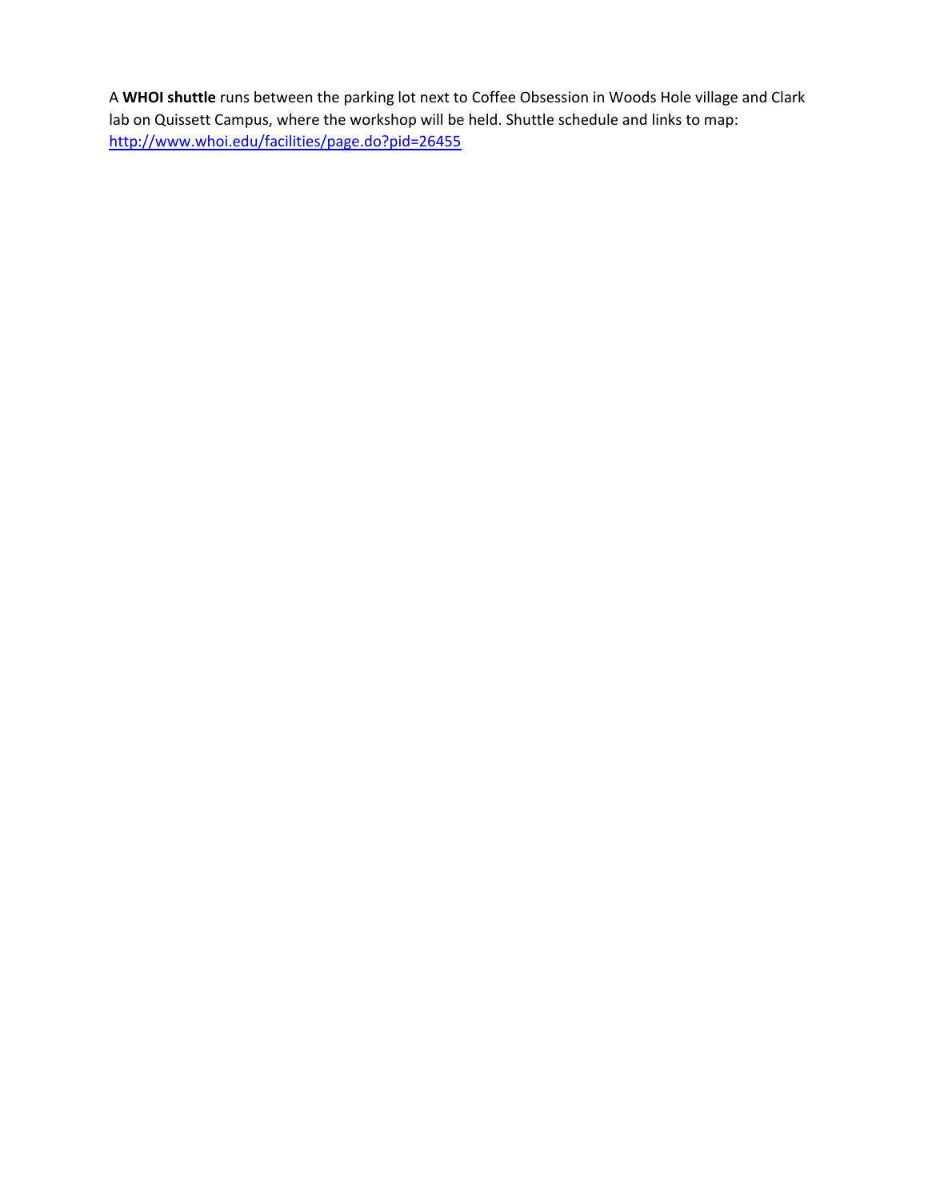A **WHOI shuttle** runs between the parking lot next to Coffee Obsession in Woods Hole village and Clark lab on Quissett Campus, where the workshop will be held. Shuttle schedule and links to map: [http://www.whoi.edu/facilities/page.do?pid=26455](http://www.whoi.edu/facilities/page.do?pid=26455)